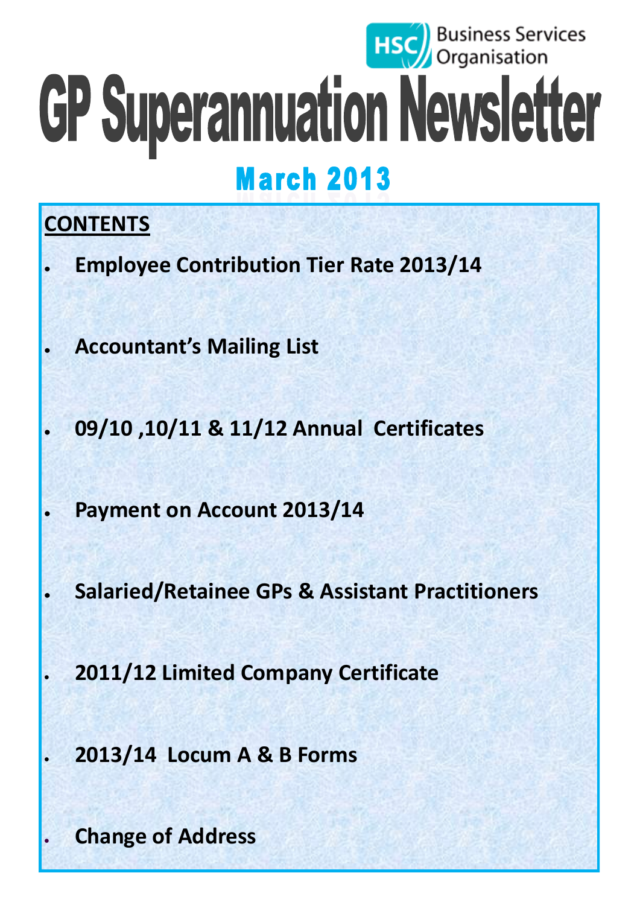HSC Business Services Organisation

# GP Superannuation Newsletter

## March 2013

**CONTENTS**

- **Employee Contribution Tier Rate 2013/14**
- **Accountant's Mailing List**
- **09/10 ,10/11 & 11/12 Annual Certificates**
- **Payment on Account 2013/14**
- **Salaried/Retainee GPs & Assistant Practitioners**
- **2011/12 Limited Company Certificate**
- **2013/14 Locum A & B Forms**
- **Change of Address**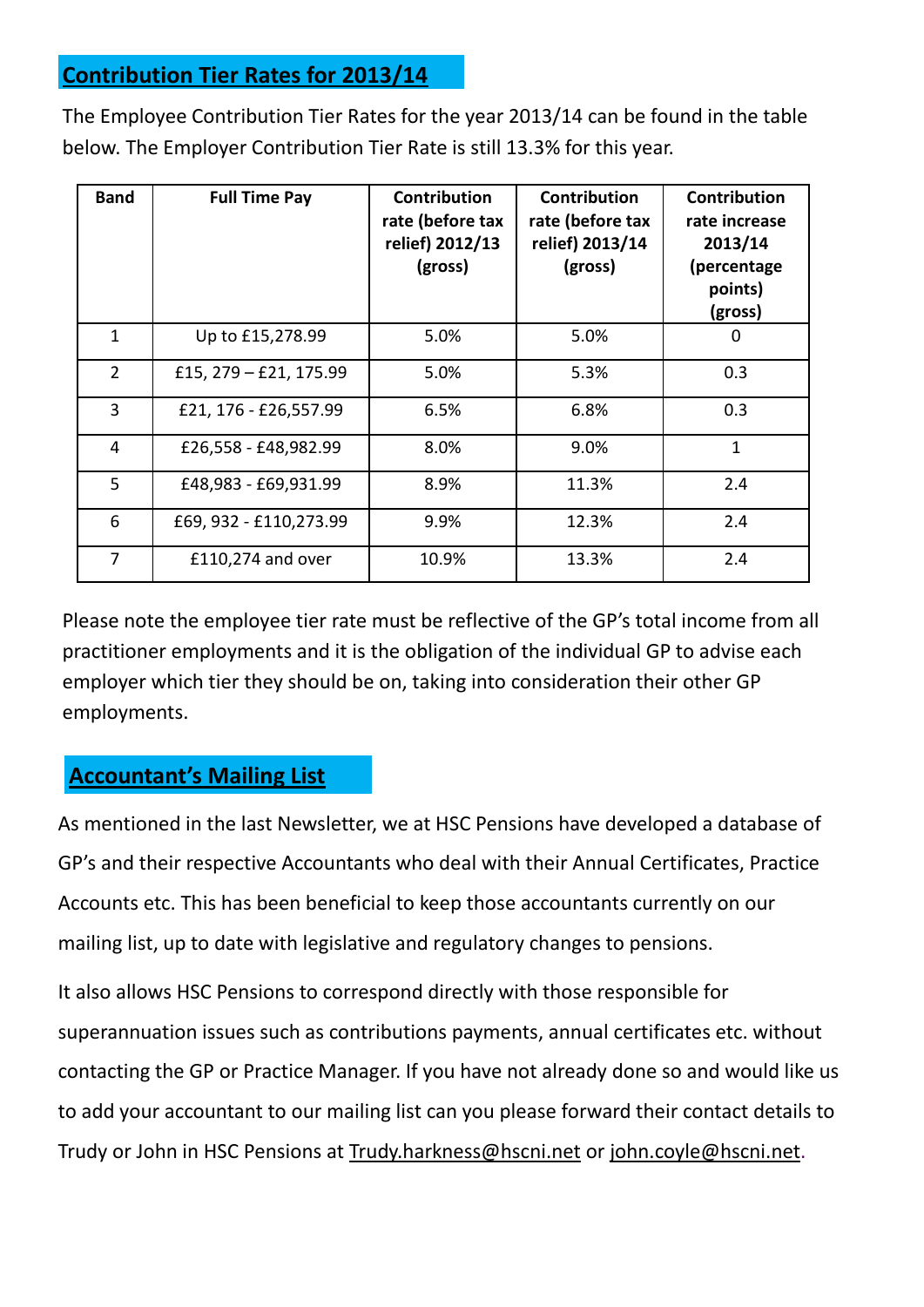## Contribution Tier Rates for 2013/14

The Employee Contribution Tier Rates for the year 2013/14 can be found in the table below. The Employer Contribution Tier Rate is still 13.3% for this year.

| Band | Full Time Pay | Contribution rate (before tax relief) 2012/13 (gross) | Contribution rate (before tax relief) 2013/14 (gross) | Contribution rate increase 2013/14 (percentage points) (gross) |
|---|---|---|---|---|
| 1 | Up to £15,278.99 | 5.0% | 5.0% | 0 |
| 2 | £15, 279 – £21, 175.99 | 5.0% | 5.3% | 0.3 |
| 3 | £21, 176 - £26,557.99 | 6.5% | 6.8% | 0.3 |
| 4 | £26,558 - £48,982.99 | 8.0% | 9.0% | 1 |
| 5 | £48,983 - £69,931.99 | 8.9% | 11.3% | 2.4 |
| 6 | £69, 932 - £110,273.99 | 9.9% | 12.3% | 2.4 |
| 7 | £110,274 and over | 10.9% | 13.3% | 2.4 |

Please note the employee tier rate must be reflective of the GP's total income from all practitioner employments and it is the obligation of the individual GP to advise each employer which tier they should be on, taking into consideration their other GP employments.

## Accountant's Mailing List

As mentioned in the last Newsletter, we at HSC Pensions have developed a database of GP's and their respective Accountants who deal with their Annual Certificates, Practice Accounts etc. This has been beneficial to keep those accountants currently on our mailing list, up to date with legislative and regulatory changes to pensions.

It also allows HSC Pensions to correspond directly with those responsible for superannuation issues such as contributions payments, annual certificates etc. without contacting the GP or Practice Manager. If you have not already done so and would like us to add your accountant to our mailing list can you please forward their contact details to Trudy or John in HSC Pensions at Trudy.harkness@hscni.net or john.coyle@hscni.net.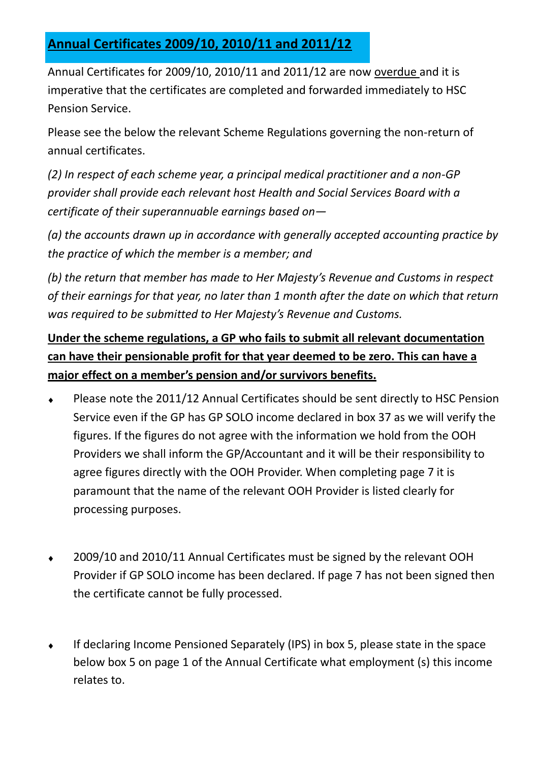## **Annual Certificates 2009/10, 2010/11 and 2011/12**

Annual Certificates for 2009/10, 2010/11 and 2011/12 are now overdue and it is imperative that the certificates are completed and forwarded immediately to HSC Pension Service.

Please see the below the relevant Scheme Regulations governing the non-return of annual certificates.

*(2) In respect of each scheme year, a principal medical practitioner and a non-GP provider shall provide each relevant host Health and Social Services Board with a certificate of their superannuable earnings based on—*

*(a) the accounts drawn up in accordance with generally accepted accounting practice by the practice of which the member is a member; and*

*(b) the return that member has made to Her Majesty's Revenue and Customs in respect of their earnings for that year, no later than 1 month after the date on which that return was required to be submitted to Her Majesty's Revenue and Customs.*

**Under the scheme regulations, a GP who fails to submit all relevant documentation can have their pensionable profit for that year deemed to be zero. This can have a major effect on a member's pension and/or survivors benefits.**

- Please note the 2011/12 Annual Certificates should be sent directly to HSC Pension Service even if the GP has GP SOLO income declared in box 37 as we will verify the figures. If the figures do not agree with the information we hold from the OOH Providers we shall inform the GP/Accountant and it will be their responsibility to agree figures directly with the OOH Provider. When completing page 7 it is paramount that the name of the relevant OOH Provider is listed clearly for processing purposes.

- 2009/10 and 2010/11 Annual Certificates must be signed by the relevant OOH Provider if GP SOLO income has been declared. If page 7 has not been signed then the certificate cannot be fully processed.

- If declaring Income Pensioned Separately (IPS) in box 5, please state in the space below box 5 on page 1 of the Annual Certificate what employment (s) this income relates to.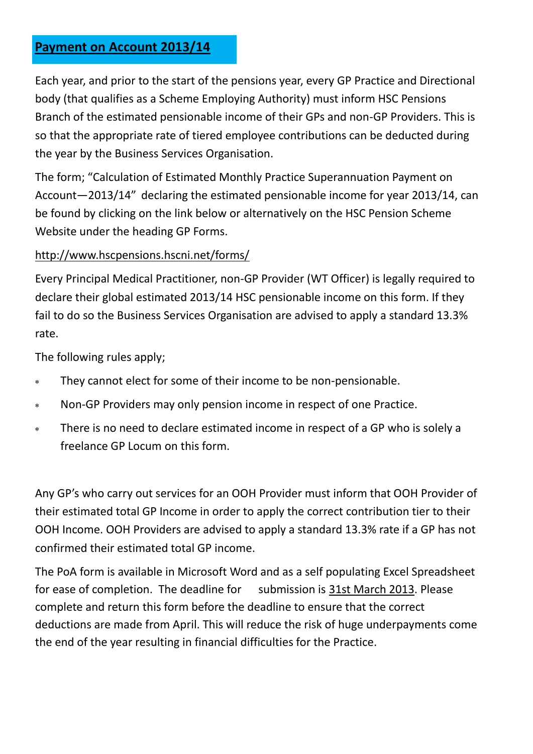## **Payment on Account 2013/14**

Each year, and prior to the start of the pensions year, every GP Practice and Directional body (that qualifies as a Scheme Employing Authority) must inform HSC Pensions Branch of the estimated pensionable income of their GPs and non-GP Providers. This is so that the appropriate rate of tiered employee contributions can be deducted during the year by the Business Services Organisation.

The form; "Calculation of Estimated Monthly Practice Superannuation Payment on Account—2013/14" declaring the estimated pensionable income for year 2013/14, can be found by clicking on the link below or alternatively on the HSC Pension Scheme Website under the heading GP Forms.

http://www.hscpensions.hscni.net/forms/

Every Principal Medical Practitioner, non-GP Provider (WT Officer) is legally required to declare their global estimated 2013/14 HSC pensionable income on this form. If they fail to do so the Business Services Organisation are advised to apply a standard 13.3% rate.

The following rules apply;

- They cannot elect for some of their income to be non-pensionable.
- Non-GP Providers may only pension income in respect of one Practice.
- There is no need to declare estimated income in respect of a GP who is solely a freelance GP Locum on this form.

Any GP's who carry out services for an OOH Provider must inform that OOH Provider of their estimated total GP Income in order to apply the correct contribution tier to their OOH Income. OOH Providers are advised to apply a standard 13.3% rate if a GP has not confirmed their estimated total GP income.

The PoA form is available in Microsoft Word and as a self populating Excel Spreadsheet for ease of completion. The deadline for submission is 31st March 2013. Please complete and return this form before the deadline to ensure that the correct deductions are made from April. This will reduce the risk of huge underpayments come the end of the year resulting in financial difficulties for the Practice.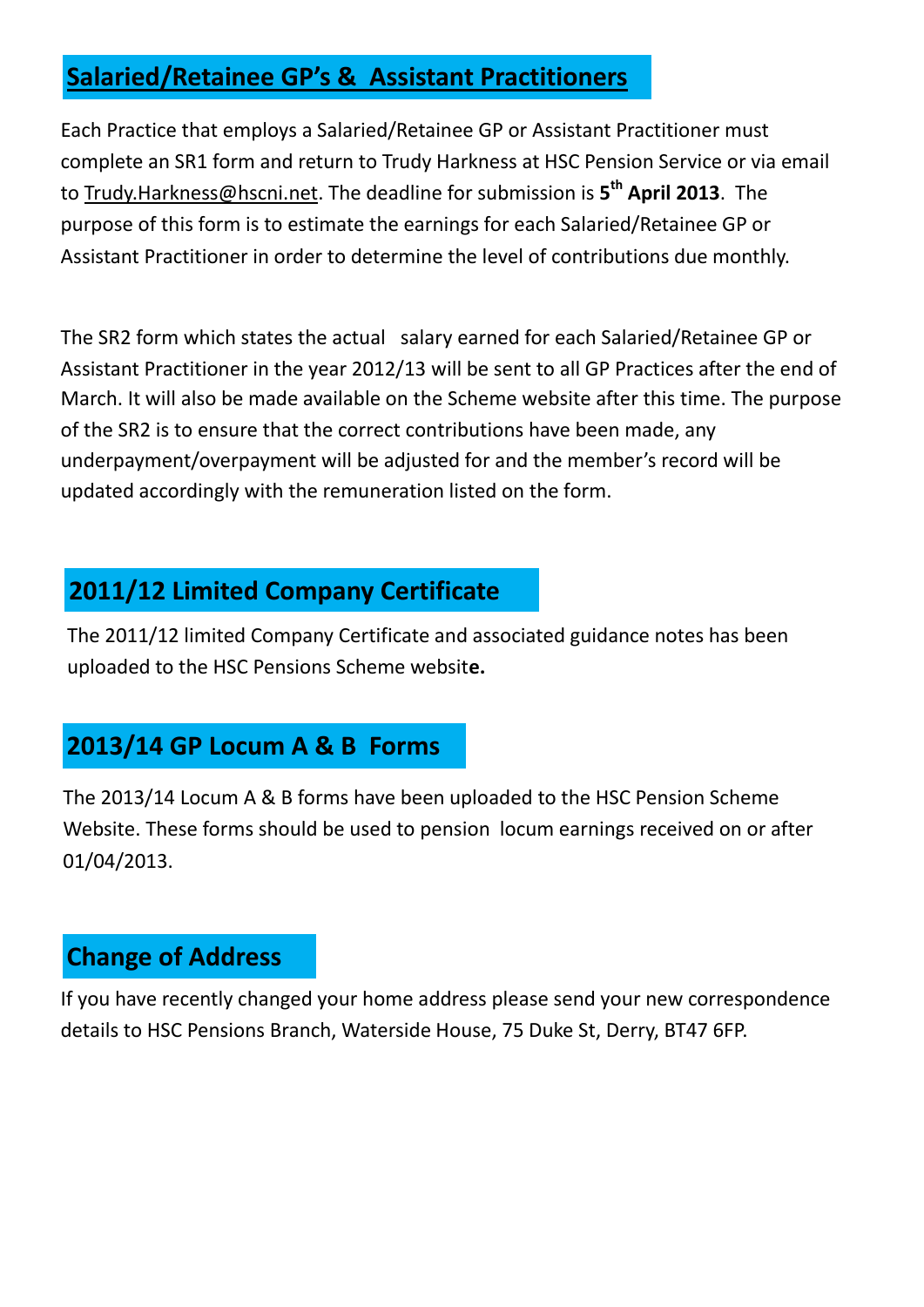## Salaried/Retainee GP's & Assistant Practitioners

Each Practice that employs a Salaried/Retainee GP or Assistant Practitioner must complete an SR1 form and return to Trudy Harkness at HSC Pension Service or via email to Trudy.Harkness@hscni.net. The deadline for submission is **5th April 2013**. The purpose of this form is to estimate the earnings for each Salaried/Retainee GP or Assistant Practitioner in order to determine the level of contributions due monthly.

The SR2 form which states the actual salary earned for each Salaried/Retainee GP or Assistant Practitioner in the year 2012/13 will be sent to all GP Practices after the end of March. It will also be made available on the Scheme website after this time. The purpose of the SR2 is to ensure that the correct contributions have been made, any underpayment/overpayment will be adjusted for and the member's record will be updated accordingly with the remuneration listed on the form.

## 2011/12 Limited Company Certificate

The 2011/12 limited Company Certificate and associated guidance notes has been uploaded to the HSC Pensions Scheme website.

## 2013/14 GP Locum A & B Forms

The 2013/14 Locum A & B forms have been uploaded to the HSC Pension Scheme Website. These forms should be used to pension locum earnings received on or after 01/04/2013.

## Change of Address

If you have recently changed your home address please send your new correspondence details to HSC Pensions Branch, Waterside House, 75 Duke St, Derry, BT47 6FP.